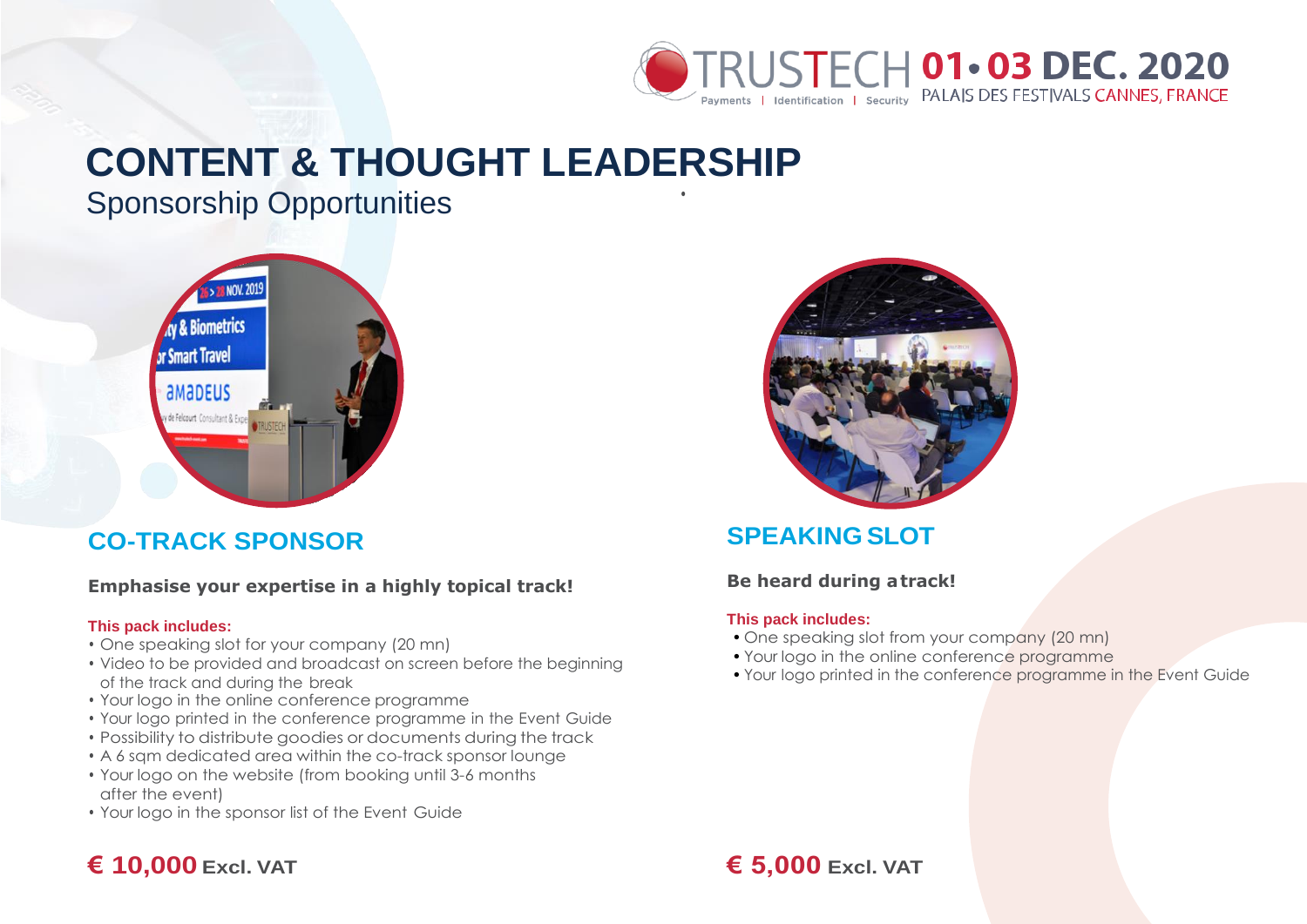TRUSTECH 01 • 03 DEC. 2020

Payments | Identification | Security

PALAIS DES FESTIVALS CANNES, FRANCE

# CONTENT & THOUGHT LEADERSHIP

Sponsorship Opportunities

## CO-TRACK SPONSOR

**Emphasise your expertise in a highly topical track!**

**This pack includes:**

- One speaking slot for your company (20 mn)
- Video to be provided and broadcast on screen before the beginning of the track and during the break
- Your logo in the online conference programme
- Your logo printed in the conference programme in the Event Guide
- Possibility to distribute goodies or documents during the track
- A 6 sqm dedicated area within the co-track sponsor lounge
- Your logo on the website (from booking until 3-6 months after the event)
- Your logo in the sponsor list of the Event Guide

**€ 10,000 Excl. VAT**

## SPEAKING SLOT

**Be heard during a track!**

**This pack includes:**

- One speaking slot from your company (20 mn)
- Your logo in the online conference programme
- Your logo printed in the conference programme in the Event Guide

**€ 5,000 Excl. VAT**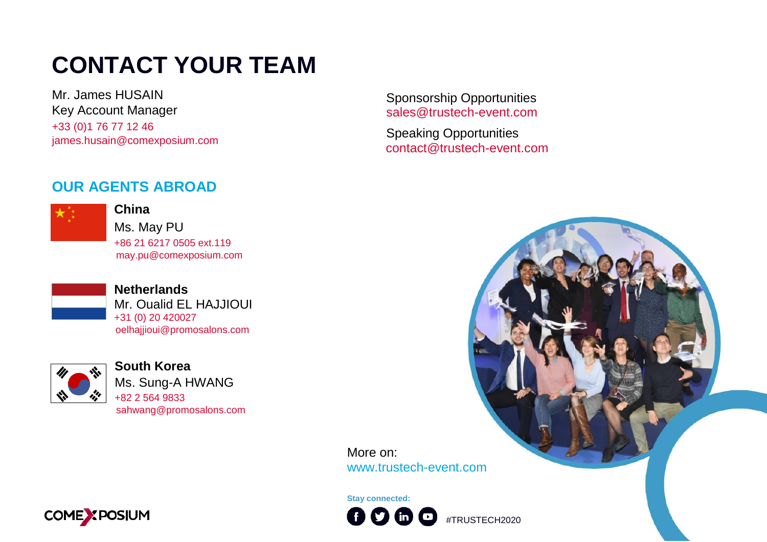# CONTACT YOUR TEAM

Mr. James HUSAIN
Key Account Manager
+33 (0)1 76 77 12 46
james.husain@comexposium.com

Sponsorship Opportunities
sales@trustech-event.com

Speaking Opportunities
contact@trustech-event.com

## OUR AGENTS ABROAD

**China**
Ms. May PU
+86 21 6217 0505 ext.119
may.pu@comexposium.com

**Netherlands**
Mr. Oualid EL HAJJIOUI
+31 (0) 20 420027
oelhajjioui@promosalons.com

**South Korea**
Ms. Sung-A HWANG
+82 2 564 9833
sahwang@promosalons.com

More on:
www.trustech-event.com

**Stay connected:**

#TRUSTECH2020

COMEXPOSIUM